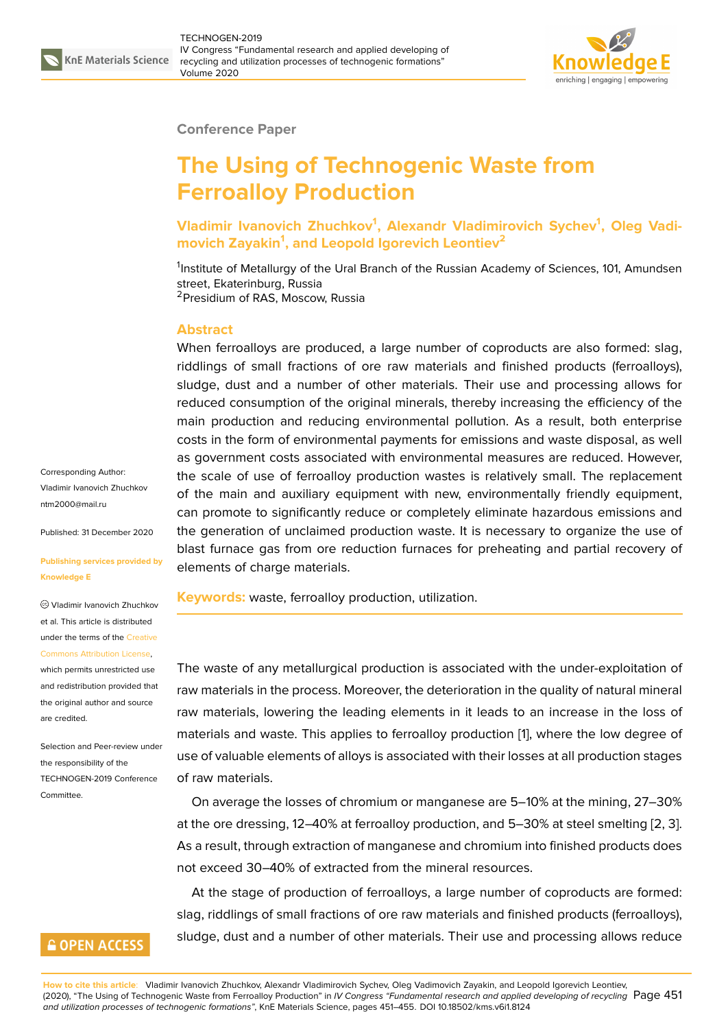Conference Paper

# The Using of Technogenic Waste from Ferroalloy Production

**Vladimir Ivanovich Zhuchkov[1], Alexandr Vladimirovich Sychev[1], Oleg Vadimovich Zayakin[1], and Leopold Igorevich Leontiev[2]**

[1]Institute of Metallurgy of the Ural Branch of the Russian Academy of Sciences, 101, Amundsen street, Ekaterinburg, Russia
[2]Presidium of RAS, Moscow, Russia

## Abstract

When ferroalloys are produced, a large number of coproducts are also formed: slag, riddlings of small fractions of ore raw materials and finished products (ferroalloys), sludge, dust and a number of other materials. Their use and processing allows for reduced consumption of the original minerals, thereby increasing the efficiency of the main production and reducing environmental pollution. As a result, both enterprise costs in the form of environmental payments for emissions and waste disposal, as well as government costs associated with environmental measures are reduced. However, the scale of use of ferroalloy production wastes is relatively small. The replacement of the main and auxiliary equipment with new, environmentally friendly equipment, can promote to significantly reduce or completely eliminate hazardous emissions and the generation of unclaimed production waste. It is necessary to organize the use of blast furnace gas from ore reduction furnaces for preheating and partial recovery of elements of charge materials.

**Keywords:** waste, ferroalloy production, utilization.

Corresponding Author: Vladimir Ivanovich Zhuchkov ntm2000@mail.ru

Published: 31 December 2020

Publishing services provided by Knowledge E

© Vladimir Ivanovich Zhuchkov et al. This article is distributed under the terms of the Creative Commons Attribution License, which permits unrestricted use and redistribution provided that the original author and source are credited.

Selection and Peer-review under the responsibility of the TECHNOGEN-2019 Conference Committee.

The waste of any metallurgical production is associated with the under-exploitation of raw materials in the process. Moreover, the deterioration in the quality of natural mineral raw materials, lowering the leading elements in it leads to an increase in the loss of materials and waste. This applies to ferroalloy production [1], where the low degree of use of valuable elements of alloys is associated with their losses at all production stages of raw materials.

On average the losses of chromium or manganese are 5–10% at the mining, 27–30% at the ore dressing, 12–40% at ferroalloy production, and 5–30% at steel smelting [2, 3]. As a result, through extraction of manganese and chromium into finished products does not exceed 30–40% of extracted from the mineral resources.

At the stage of production of ferroalloys, a large number of coproducts are formed: slag, riddlings of small fractions of ore raw materials and finished products (ferroalloys), sludge, dust and a number of other materials. Their use and processing allows reduce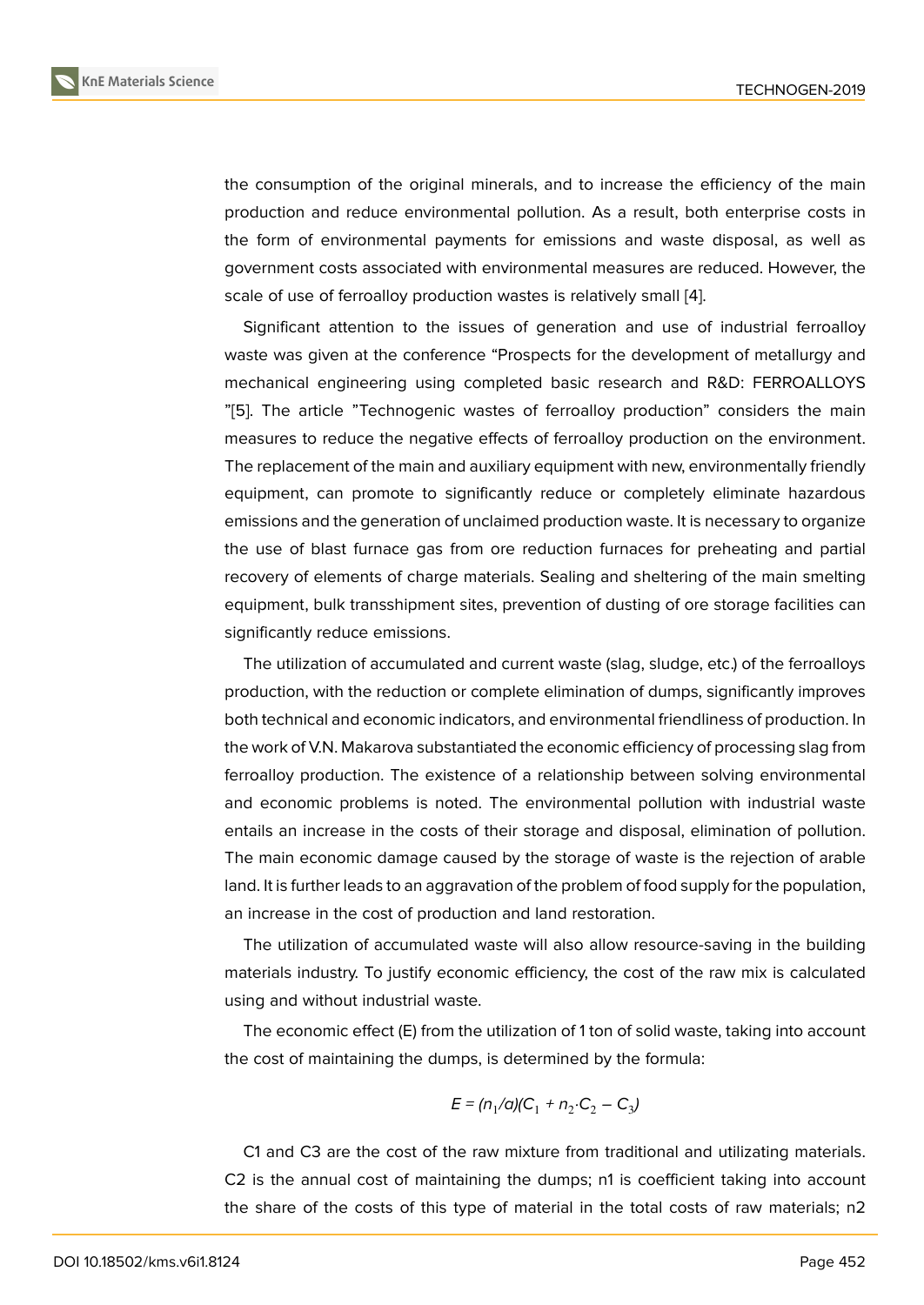the consumption of the original minerals, and to increase the efficiency of the main production and reduce environmental pollution. As a result, both enterprise costs in the form of environmental payments for emissions and waste disposal, as well as government costs associated with environmental measures are reduced. However, the scale of use of ferroalloy production wastes is relatively small [4].

Significant attention to the issues of generation and use of industrial ferroalloy waste was given at the conference "Prospects for the development of metallurgy and mechanical engineering using completed basic research and R&D: FERROALLOYS "[5]. The article "Technogenic wastes of ferroalloy production" considers the main measures to reduce the negative effects of ferroalloy production on the environment. The replacement of the main and auxiliary equipment with new, environmentally friendly equipment, can promote to significantly reduce or completely eliminate hazardous emissions and the generation of unclaimed production waste. It is necessary to organize the use of blast furnace gas from ore reduction furnaces for preheating and partial recovery of elements of charge materials. Sealing and sheltering of the main smelting equipment, bulk transshipment sites, prevention of dusting of ore storage facilities can significantly reduce emissions.

The utilization of accumulated and current waste (slag, sludge, etc.) of the ferroalloys production, with the reduction or complete elimination of dumps, significantly improves both technical and economic indicators, and environmental friendliness of production. In the work of V.N. Makarova substantiated the economic efficiency of processing slag from ferroalloy production. The existence of a relationship between solving environmental and economic problems is noted. The environmental pollution with industrial waste entails an increase in the costs of their storage and disposal, elimination of pollution. The main economic damage caused by the storage of waste is the rejection of arable land. It is further leads to an aggravation of the problem of food supply for the population, an increase in the cost of production and land restoration.

The utilization of accumulated waste will also allow resource-saving in the building materials industry. To justify economic efficiency, the cost of the raw mix is calculated using and without industrial waste.

The economic effect (E) from the utilization of 1 ton of solid waste, taking into account the cost of maintaining the dumps, is determined by the formula:

$$E = (n_1/a)(C_1 + n_2 \cdot C_2 - C_3)$$

C1 and C3 are the cost of the raw mixture from traditional and utilizating materials. C2 is the annual cost of maintaining the dumps; n1 is coefficient taking into account the share of the costs of this type of material in the total costs of raw materials; n2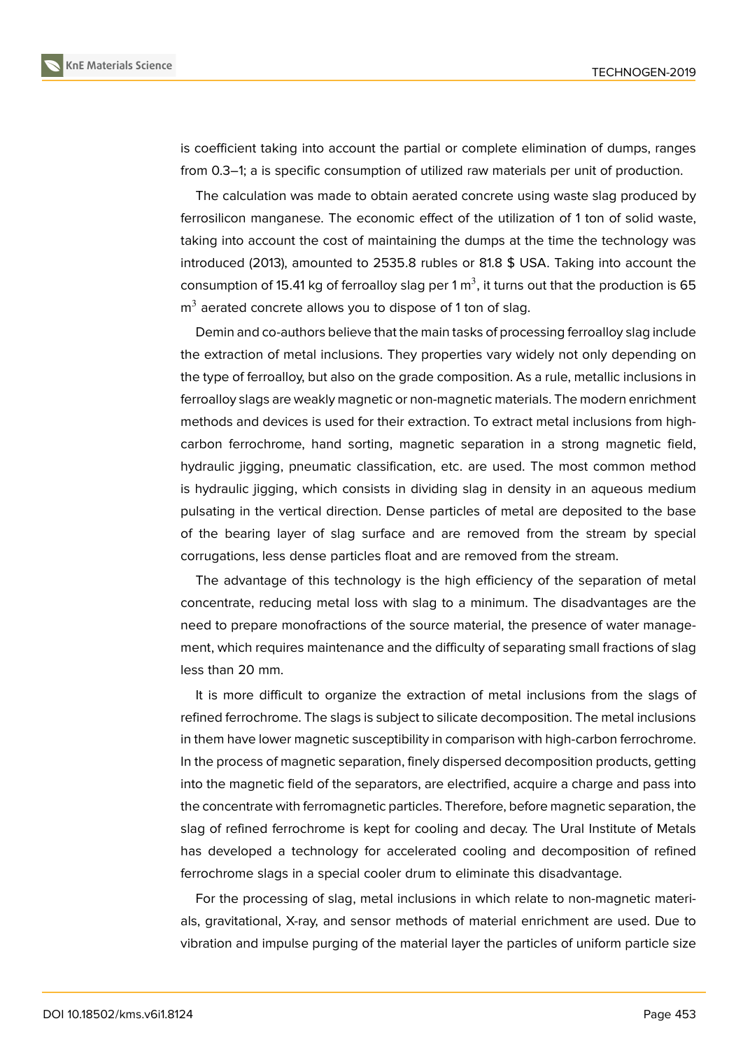is coefficient taking into account the partial or complete elimination of dumps, ranges from 0.3–1; a is specific consumption of utilized raw materials per unit of production.

The calculation was made to obtain aerated concrete using waste slag produced by ferrosilicon manganese. The economic effect of the utilization of 1 ton of solid waste, taking into account the cost of maintaining the dumps at the time the technology was introduced (2013), amounted to 2535.8 rubles or 81.8 $ USA. Taking into account the consumption of 15.41 kg of ferroalloy slag per 1 $m^3$, it turns out that the production is 65 $m^3$ aerated concrete allows you to dispose of 1 ton of slag.

Demin and co-authors believe that the main tasks of processing ferroalloy slag include the extraction of metal inclusions. They properties vary widely not only depending on the type of ferroalloy, but also on the grade composition. As a rule, metallic inclusions in ferroalloy slags are weakly magnetic or non-magnetic materials. The modern enrichment methods and devices is used for their extraction. To extract metal inclusions from high-carbon ferrochrome, hand sorting, magnetic separation in a strong magnetic field, hydraulic jigging, pneumatic classification, etc. are used. The most common method is hydraulic jigging, which consists in dividing slag in density in an aqueous medium pulsating in the vertical direction. Dense particles of metal are deposited to the base of the bearing layer of slag surface and are removed from the stream by special corrugations, less dense particles float and are removed from the stream.

The advantage of this technology is the high efficiency of the separation of metal concentrate, reducing metal loss with slag to a minimum. The disadvantages are the need to prepare monofractions of the source material, the presence of water management, which requires maintenance and the difficulty of separating small fractions of slag less than 20 mm.

It is more difficult to organize the extraction of metal inclusions from the slags of refined ferrochrome. The slags is subject to silicate decomposition. The metal inclusions in them have lower magnetic susceptibility in comparison with high-carbon ferrochrome. In the process of magnetic separation, finely dispersed decomposition products, getting into the magnetic field of the separators, are electrified, acquire a charge and pass into the concentrate with ferromagnetic particles. Therefore, before magnetic separation, the slag of refined ferrochrome is kept for cooling and decay. The Ural Institute of Metals has developed a technology for accelerated cooling and decomposition of refined ferrochrome slags in a special cooler drum to eliminate this disadvantage.

For the processing of slag, metal inclusions in which relate to non-magnetic materials, gravitational, X-ray, and sensor methods of material enrichment are used. Due to vibration and impulse purging of the material layer the particles of uniform particle size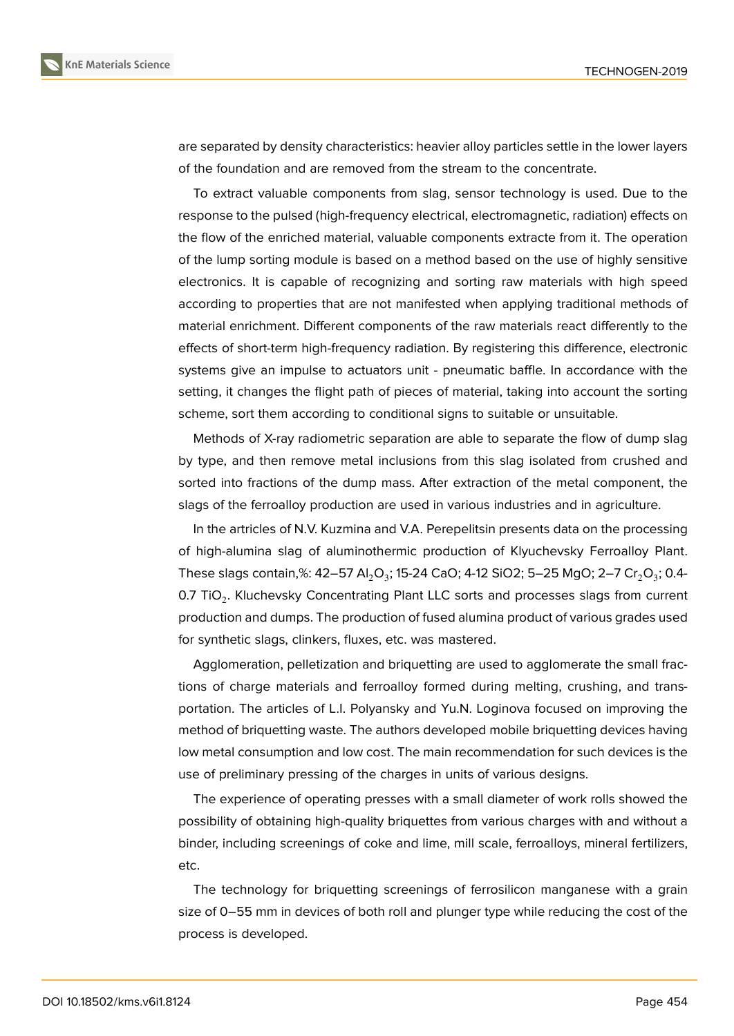are separated by density characteristics: heavier alloy particles settle in the lower layers of the foundation and are removed from the stream to the concentrate.

To extract valuable components from slag, sensor technology is used. Due to the response to the pulsed (high-frequency electrical, electromagnetic, radiation) effects on the flow of the enriched material, valuable components extracte from it. The operation of the lump sorting module is based on a method based on the use of highly sensitive electronics. It is capable of recognizing and sorting raw materials with high speed according to properties that are not manifested when applying traditional methods of material enrichment. Different components of the raw materials react differently to the effects of short-term high-frequency radiation. By registering this difference, electronic systems give an impulse to actuators unit - pneumatic baffle. In accordance with the setting, it changes the flight path of pieces of material, taking into account the sorting scheme, sort them according to conditional signs to suitable or unsuitable.

Methods of X-ray radiometric separation are able to separate the flow of dump slag by type, and then remove metal inclusions from this slag isolated from crushed and sorted into fractions of the dump mass. After extraction of the metal component, the slags of the ferroalloy production are used in various industries and in agriculture.

In the artricles of N.V. Kuzmina and V.A. Perepelitsin presents data on the processing of high-alumina slag of aluminothermic production of Klyuchevsky Ferroalloy Plant. These slags contain,%: 42–57 $Al_2O_3$; 15-24 CaO; 4-12 SiO2; 5–25 MgO; 2–7 $Cr_2O_3$; 0.4-0.7 $TiO_2$. Kluchevsky Concentrating Plant LLC sorts and processes slags from current production and dumps. The production of fused alumina product of various grades used for synthetic slags, clinkers, fluxes, etc. was mastered.

Agglomeration, pelletization and briquetting are used to agglomerate the small fractions of charge materials and ferroalloy formed during melting, crushing, and transportation. The articles of L.I. Polyansky and Yu.N. Loginova focused on improving the method of briquetting waste. The authors developed mobile briquetting devices having low metal consumption and low cost. The main recommendation for such devices is the use of preliminary pressing of the charges in units of various designs.

The experience of operating presses with a small diameter of work rolls showed the possibility of obtaining high-quality briquettes from various charges with and without a binder, including screenings of coke and lime, mill scale, ferroalloys, mineral fertilizers, etc.

The technology for briquetting screenings of ferrosilicon manganese with a grain size of 0–55 mm in devices of both roll and plunger type while reducing the cost of the process is developed.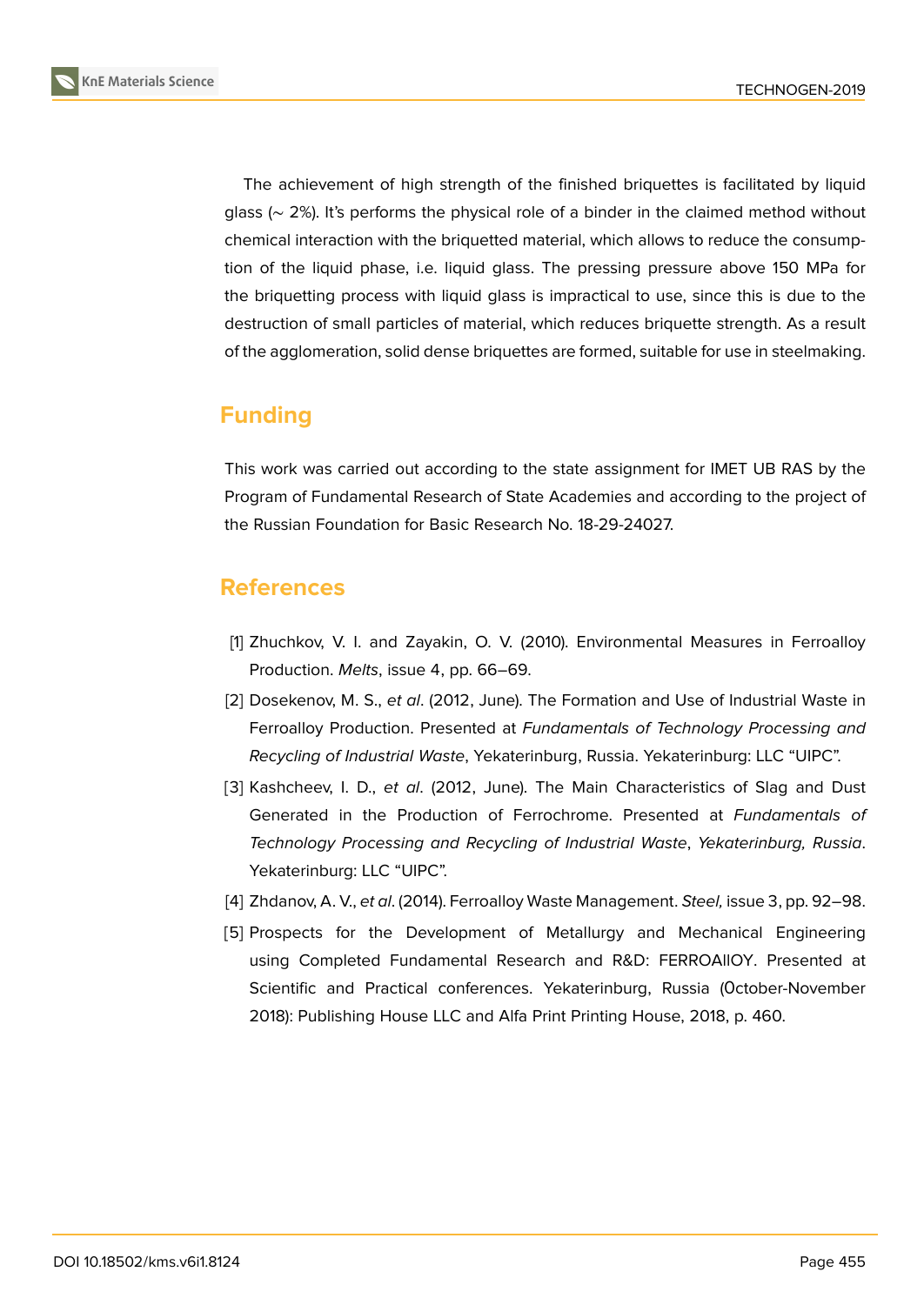The achievement of high strength of the finished briquettes is facilitated by liquid glass (~ 2%). It's performs the physical role of a binder in the claimed method without chemical interaction with the briquetted material, which allows to reduce the consumption of the liquid phase, i.e. liquid glass. The pressing pressure above 150 MPa for the briquetting process with liquid glass is impractical to use, since this is due to the destruction of small particles of material, which reduces briquette strength. As a result of the agglomeration, solid dense briquettes are formed, suitable for use in steelmaking.

## Funding

This work was carried out according to the state assignment for IMET UB RAS by the Program of Fundamental Research of State Academies and according to the project of the Russian Foundation for Basic Research No. 18-29-24027.

## References

[1] Zhuchkov, V. I. and Zayakin, O. V. (2010). Environmental Measures in Ferroalloy Production. *Melts*, issue 4, pp. 66–69.

[2] Dosekenov, M. S., *et al*. (2012, June). The Formation and Use of Industrial Waste in Ferroalloy Production. Presented at *Fundamentals of Technology Processing and Recycling of Industrial Waste*, Yekaterinburg, Russia. Yekaterinburg: LLC "UIPC".

[3] Kashcheev, I. D., *et al*. (2012, June). The Main Characteristics of Slag and Dust Generated in the Production of Ferrochrome. Presented at *Fundamentals of Technology Processing and Recycling of Industrial Waste*, *Yekaterinburg, Russia*. Yekaterinburg: LLC "UIPC".

[4] Zhdanov, A. V., *et al*. (2014). Ferroalloy Waste Management. *Steel,* issue 3, pp. 92–98.

[5] Prospects for the Development of Metallurgy and Mechanical Engineering using Completed Fundamental Research and R&D: FERROAllOY. Presented at Scientific and Practical conferences. Yekaterinburg, Russia (October-November 2018): Publishing House LLC and Alfa Print Printing House, 2018, p. 460.